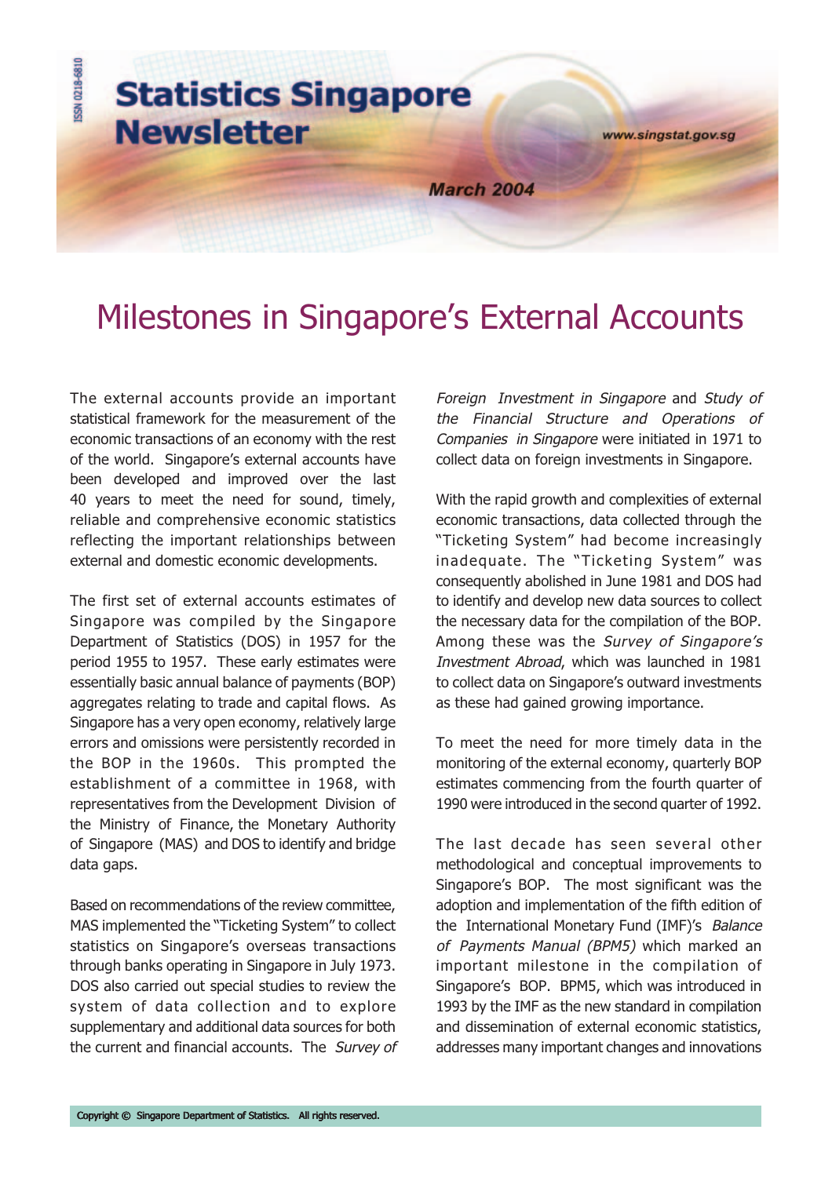# Statistics Singapore Newsletter

March 2004

## Milestones in Singapore's External Accounts

The external accounts provide an important statistical framework for the measurement of the economic transactions of an economy with the rest of the world. Singapore's external accounts have been developed and improved over the last 40 years to meet the need for sound, timely, reliable and comprehensive economic statistics reflecting the important relationships between external and domestic economic developments.

The first set of external accounts estimates of Singapore was compiled by the Singapore Department of Statistics (DOS) in 1957 for the period 1955 to 1957. These early estimates were essentially basic annual balance of payments (BOP) aggregates relating to trade and capital flows. As Singapore has a very open economy, relatively large errors and omissions were persistently recorded in the BOP in the 1960s. This prompted the establishment of a committee in 1968, with representatives from the Development Division of the Ministry of Finance, the Monetary Authority of Singapore (MAS) and DOS to identify and bridge data gaps.

Based on recommendations of the review committee, MAS implemented the "Ticketing System" to collect statistics on Singapore's overseas transactions through banks operating in Singapore in July 1973. DOS also carried out special studies to review the system of data collection and to explore supplementary and additional data sources for both the current and financial accounts. The *Survey of Foreign Investment in Singapore* and *Study of the Financial Structure and Operations of Companies in Singapore* were initiated in 1971 to collect data on foreign investments in Singapore.

With the rapid growth and complexities of external economic transactions, data collected through the "Ticketing System" had become increasingly inadequate. The "Ticketing System" was consequently abolished in June 1981 and DOS had to identify and develop new data sources to collect the necessary data for the compilation of the BOP. Among these was the *Survey of Singapore's Investment Abroad*, which was launched in 1981 to collect data on Singapore's outward investments as these had gained growing importance.

To meet the need for more timely data in the monitoring of the external economy, quarterly BOP estimates commencing from the fourth quarter of 1990 were introduced in the second quarter of 1992.

The last decade has seen several other methodological and conceptual improvements to Singapore's BOP. The most significant was the adoption and implementation of the fifth edition of the International Monetary Fund (IMF)'s *Balance of Payments Manual (BPM5)* which marked an important milestone in the compilation of Singapore's BOP. BPM5, which was introduced in 1993 by the IMF as the new standard in compilation and dissemination of external economic statistics, addresses many important changes and innovations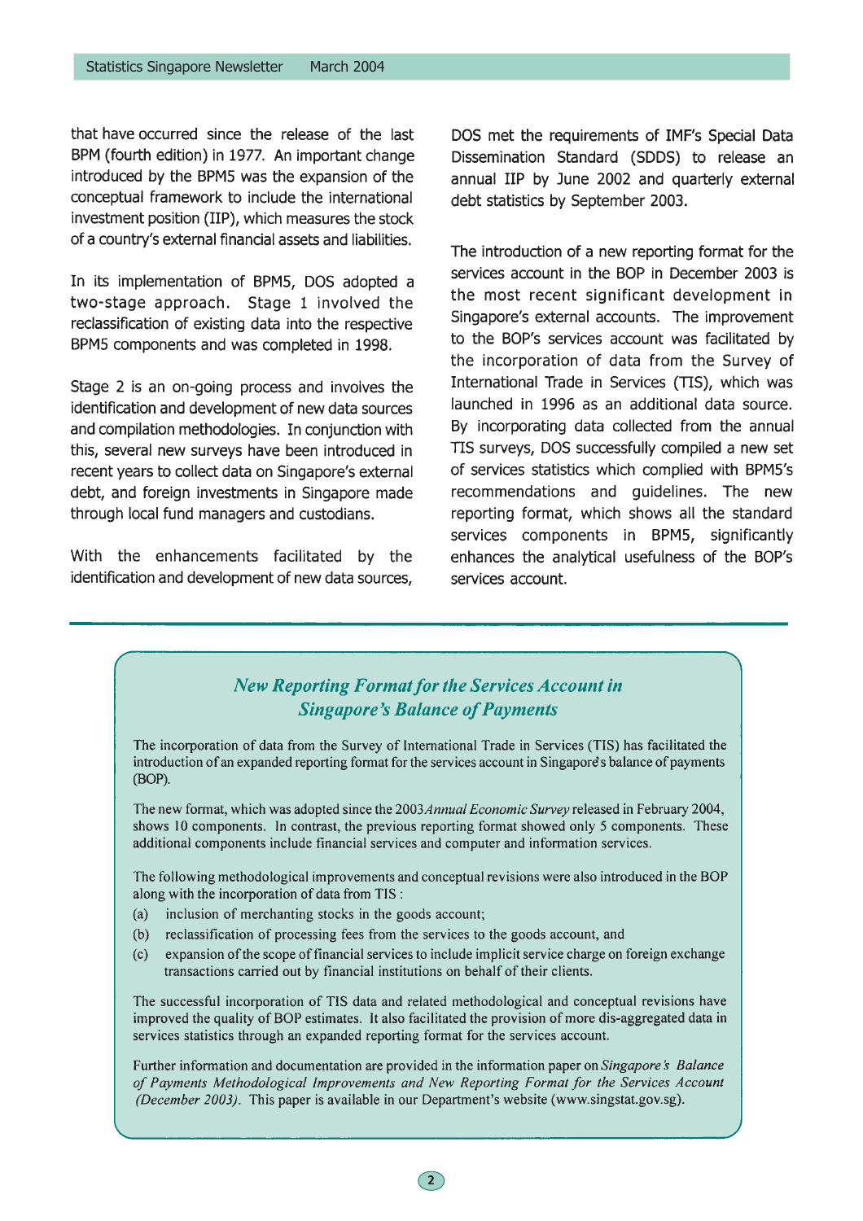that have occurred since the release of the last BPM (fourth edition) in 1977. An important change introduced by the BPM5 was the expansion of the conceptual framework to include the international investment position (IIP), which measures the stock of a country's external financial assets and liabilities.

In its implementation of BPM5, DOS adopted a two-stage approach. Stage 1 involved the reclassification of existing data into the respective BPM5 components and was completed in 1998.

Stage 2 is an on-going process and involves the identification and development of new data sources and compilation methodologies. In conjunction with this, several new surveys have been introduced in recent years to collect data on Singapore's external debt, and foreign investments in Singapore made through local fund managers and custodians.

With the enhancements facilitated by the identification and development of new data sources, DOS met the requirements of IMF's Special Data Dissemination Standard (SDDS) to release an annual IIP by June 2002 and quarterly external debt statistics by September 2003.

The introduction of a new reporting format for the services account in the BOP in December 2003 is the most recent significant development in Singapore's external accounts. The improvement to the BOP's services account was facilitated by the incorporation of data from the Survey of International Trade in Services (TIS), which was launched in 1996 as an additional data source. By incorporating data collected from the annual TIS surveys, DOS successfully compiled a new set of services statistics which complied with BPM5's recommendations and guidelines. The new reporting format, which shows all the standard services components in BPM5, significantly enhances the analytical usefulness of the BOP's services account.

## *New Reporting Format for the Services Account in Singapore's Balance of Payments*

The incorporation of data from the Survey of International Trade in Services (TIS) has facilitated the introduction of an expanded reporting format for the services account in Singapore's balance of payments (BOP).

The new format, which was adopted since the 2003 *Annual Economic Survey* released in February 2004, shows 10 components. In contrast, the previous reporting format showed only 5 components. These additional components include financial services and computer and information services.

The following methodological improvements and conceptual revisions were also introduced in the BOP along with the incorporation of data from TIS :

(a) inclusion of merchanting stocks in the goods account;

(b) reclassification of processing fees from the services to the goods account, and

(c) expansion of the scope of financial services to include implicit service charge on foreign exchange transactions carried out by financial institutions on behalf of their clients.

The successful incorporation of TIS data and related methodological and conceptual revisions have improved the quality of BOP estimates. It also facilitated the provision of more dis-aggregated data in services statistics through an expanded reporting format for the services account.

Further information and documentation are provided in the information paper on *Singapore's Balance of Payments Methodological Improvements and New Reporting Format for the Services Account (December 2003)*. This paper is available in our Department's website (www.singstat.gov.sg).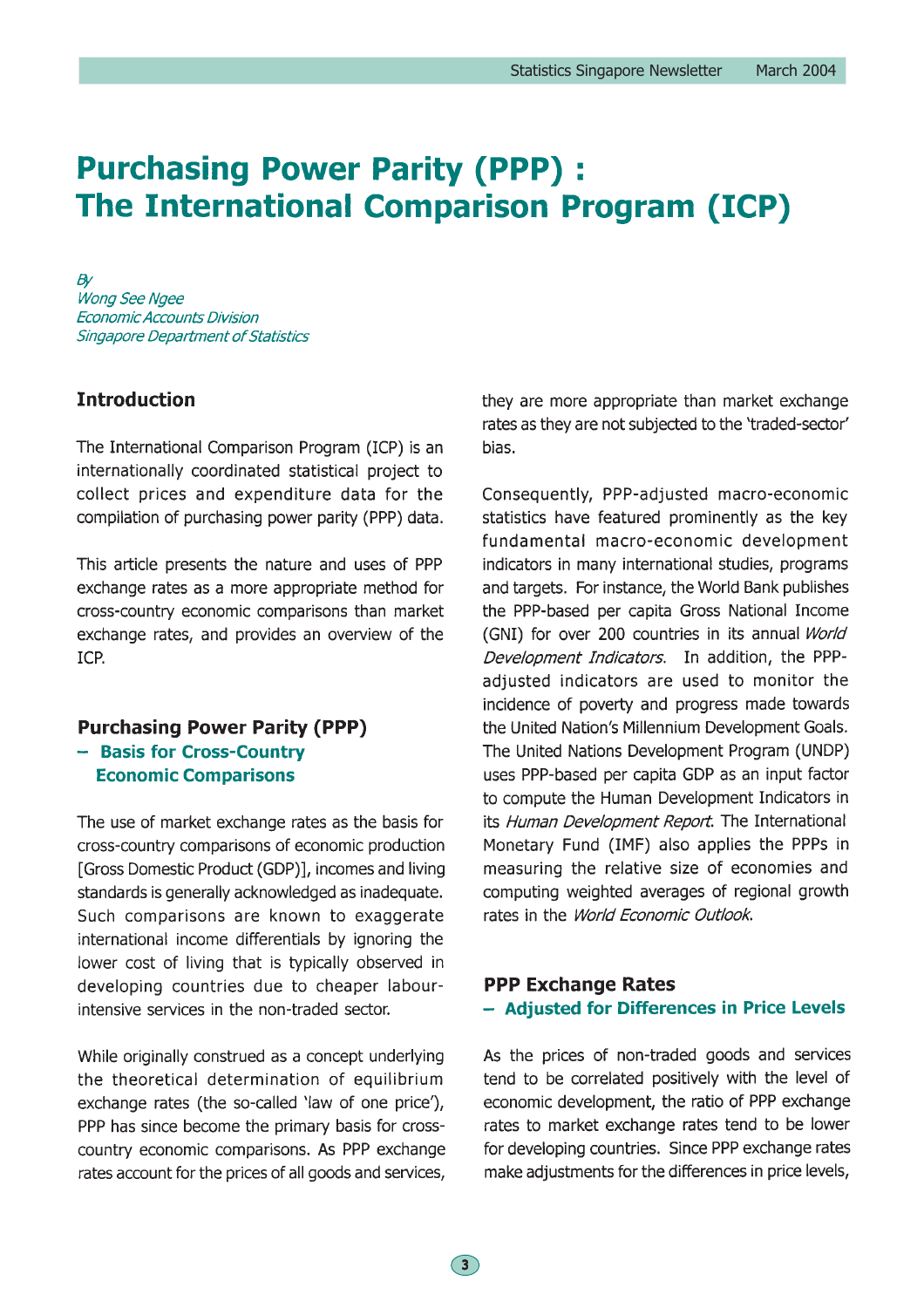# Purchasing Power Parity (PPP) : The International Comparison Program (ICP)

*By*
*Wong See Ngee*
*Economic Accounts Division*
*Singapore Department of Statistics*

## Introduction

The International Comparison Program (ICP) is an internationally coordinated statistical project to collect prices and expenditure data for the compilation of purchasing power parity (PPP) data.

This article presents the nature and uses of PPP exchange rates as a more appropriate method for cross-country economic comparisons than market exchange rates, and provides an overview of the ICP.

## Purchasing Power Parity (PPP) – Basis for Cross-Country Economic Comparisons

The use of market exchange rates as the basis for cross-country comparisons of economic production [Gross Domestic Product (GDP)], incomes and living standards is generally acknowledged as inadequate. Such comparisons are known to exaggerate international income differentials by ignoring the lower cost of living that is typically observed in developing countries due to cheaper labour-intensive services in the non-traded sector.

While originally construed as a concept underlying the theoretical determination of equilibrium exchange rates (the so-called 'law of one price'), PPP has since become the primary basis for cross-country economic comparisons. As PPP exchange rates account for the prices of all goods and services, they are more appropriate than market exchange rates as they are not subjected to the 'traded-sector' bias.

Consequently, PPP-adjusted macro-economic statistics have featured prominently as the key fundamental macro-economic development indicators in many international studies, programs and targets. For instance, the World Bank publishes the PPP-based per capita Gross National Income (GNI) for over 200 countries in its annual *World Development Indicators*. In addition, the PPP-adjusted indicators are used to monitor the incidence of poverty and progress made towards the United Nation's Millennium Development Goals. The United Nations Development Program (UNDP) uses PPP-based per capita GDP as an input factor to compute the Human Development Indicators in its *Human Development Report*. The International Monetary Fund (IMF) also applies the PPPs in measuring the relative size of economies and computing weighted averages of regional growth rates in the *World Economic Outlook*.

## PPP Exchange Rates – Adjusted for Differences in Price Levels

As the prices of non-traded goods and services tend to be correlated positively with the level of economic development, the ratio of PPP exchange rates to market exchange rates tend to be lower for developing countries. Since PPP exchange rates make adjustments for the differences in price levels,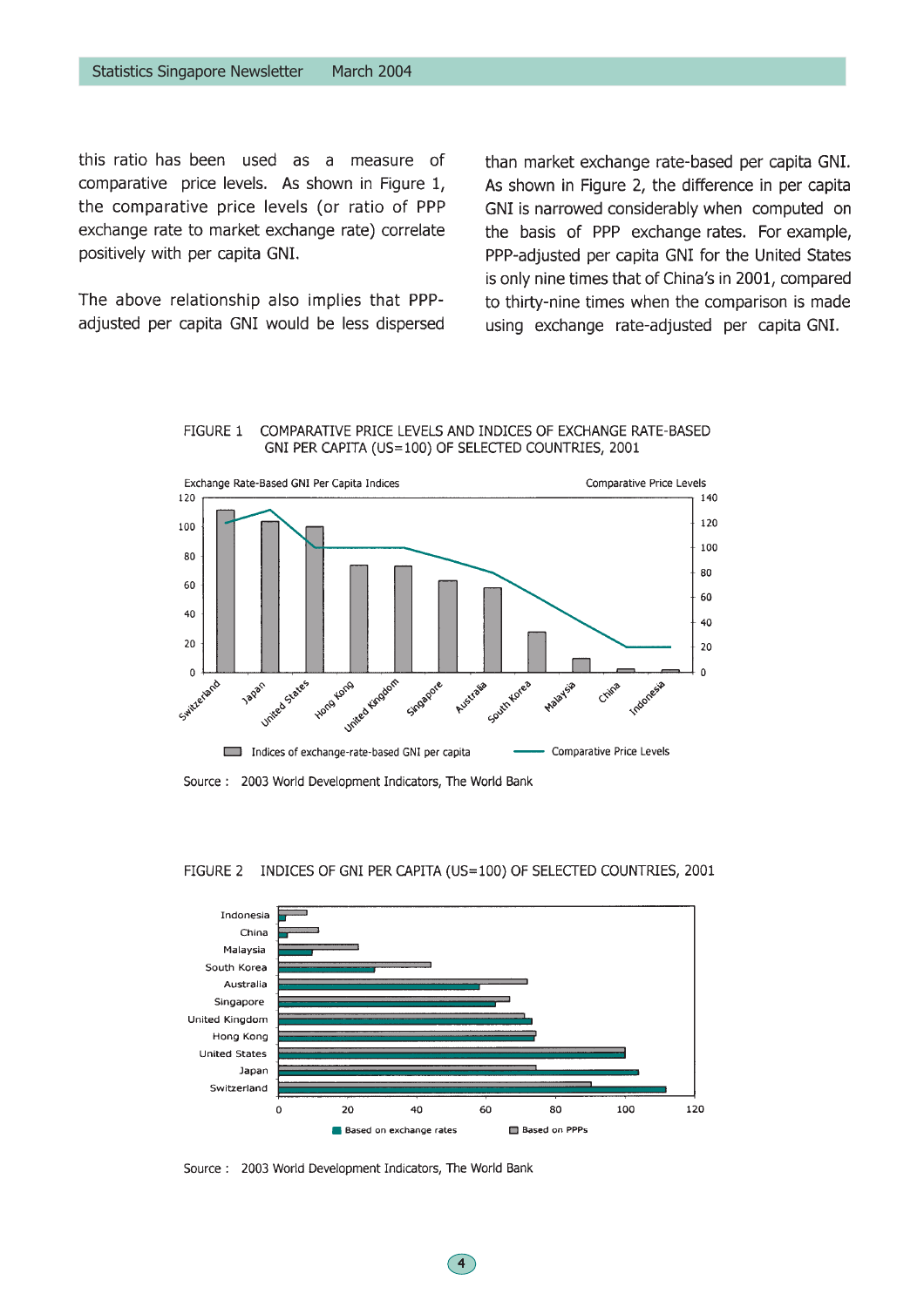this ratio has been used as a measure of comparative price levels. As shown in Figure 1, the comparative price levels (or ratio of PPP exchange rate to market exchange rate) correlate positively with per capita GNI.

The above relationship also implies that PPP-adjusted per capita GNI would be less dispersed than market exchange rate-based per capita GNI. As shown in Figure 2, the difference in per capita GNI is narrowed considerably when computed on the basis of PPP exchange rates. For example, PPP-adjusted per capita GNI for the United States is only nine times that of China's in 2001, compared to thirty-nine times when the comparison is made using exchange rate-adjusted per capita GNI.

FIGURE 1 COMPARATIVE PRICE LEVELS AND INDICES OF EXCHANGE RATE-BASED GNI PER CAPITA (US=100) OF SELECTED COUNTRIES, 2001

Exchange Rate-Based GNI Per Capita Indices | Comparative Price Levels

Switzerland, Japan, United States, Hong Kong, United Kingdom, Singapore, Australia, South Korea, Malaysia, China, Indonesia

Indices of exchange-rate-based GNI per capita — Comparative Price Levels

Source : 2003 World Development Indicators, The World Bank

FIGURE 2 INDICES OF GNI PER CAPITA (US=100) OF SELECTED COUNTRIES, 2001

Indonesia, China, Malaysia, South Korea, Australia, Singapore, United Kingdom, Hong Kong, United States, Japan, Switzerland

Based on exchange rates — Based on PPPs

Source : 2003 World Development Indicators, The World Bank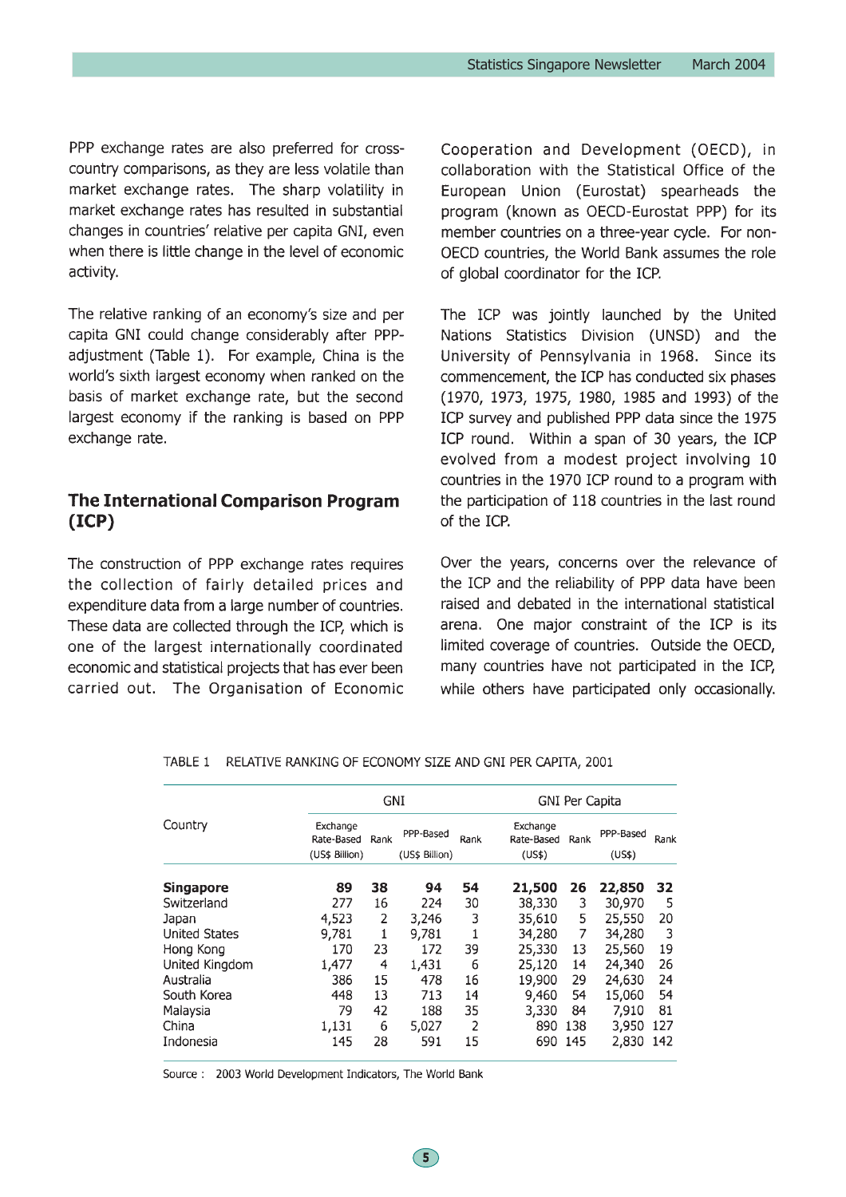PPP exchange rates are also preferred for cross-country comparisons, as they are less volatile than market exchange rates. The sharp volatility in market exchange rates has resulted in substantial changes in countries' relative per capita GNI, even when there is little change in the level of economic activity.

The relative ranking of an economy's size and per capita GNI could change considerably after PPP-adjustment (Table 1). For example, China is the world's sixth largest economy when ranked on the basis of market exchange rate, but the second largest economy if the ranking is based on PPP exchange rate.

## The International Comparison Program (ICP)

The construction of PPP exchange rates requires the collection of fairly detailed prices and expenditure data from a large number of countries. These data are collected through the ICP, which is one of the largest internationally coordinated economic and statistical projects that has ever been carried out. The Organisation of Economic Cooperation and Development (OECD), in collaboration with the Statistical Office of the European Union (Eurostat) spearheads the program (known as OECD-Eurostat PPP) for its member countries on a three-year cycle. For non-OECD countries, the World Bank assumes the role of global coordinator for the ICP.

The ICP was jointly launched by the United Nations Statistics Division (UNSD) and the University of Pennsylvania in 1968. Since its commencement, the ICP has conducted six phases (1970, 1973, 1975, 1980, 1985 and 1993) of the ICP survey and published PPP data since the 1975 ICP round. Within a span of 30 years, the ICP evolved from a modest project involving 10 countries in the 1970 ICP round to a program with the participation of 118 countries in the last round of the ICP.

Over the years, concerns over the relevance of the ICP and the reliability of PPP data have been raised and debated in the international statistical arena. One major constraint of the ICP is its limited coverage of countries. Outside the OECD, many countries have not participated in the ICP, while others have participated only occasionally.

TABLE 1 RELATIVE RANKING OF ECONOMY SIZE AND GNI PER CAPITA, 2001

| Country | GNI | | | | GNI Per Capita | | | |
|---|---|---|---|---|---|---|---|---|
| | Exchange Rate-Based (US$ Billion) | Rank | PPP-Based (US$ Billion) | Rank | Exchange Rate-Based (US$) | Rank | PPP-Based (US$) | Rank |
| **Singapore** | **89** | **38** | **94** | **54** | **21,500** | **26** | **22,850** | **32** |
| Switzerland | 277 | 16 | 224 | 30 | 38,330 | 3 | 30,970 | 5 |
| Japan | 4,523 | 2 | 3,246 | 3 | 35,610 | 5 | 25,550 | 20 |
| United States | 9,781 | 1 | 9,781 | 1 | 34,280 | 7 | 34,280 | 3 |
| Hong Kong | 170 | 23 | 172 | 39 | 25,330 | 13 | 25,560 | 19 |
| United Kingdom | 1,477 | 4 | 1,431 | 6 | 25,120 | 14 | 24,340 | 26 |
| Australia | 386 | 15 | 478 | 16 | 19,900 | 29 | 24,630 | 24 |
| South Korea | 448 | 13 | 713 | 14 | 9,460 | 54 | 15,060 | 54 |
| Malaysia | 79 | 42 | 188 | 35 | 3,330 | 84 | 7,910 | 81 |
| China | 1,131 | 6 | 5,027 | 2 | 890 | 138 | 3,950 | 127 |
| Indonesia | 145 | 28 | 591 | 15 | 690 | 145 | 2,830 | 142 |

Source : 2003 World Development Indicators, The World Bank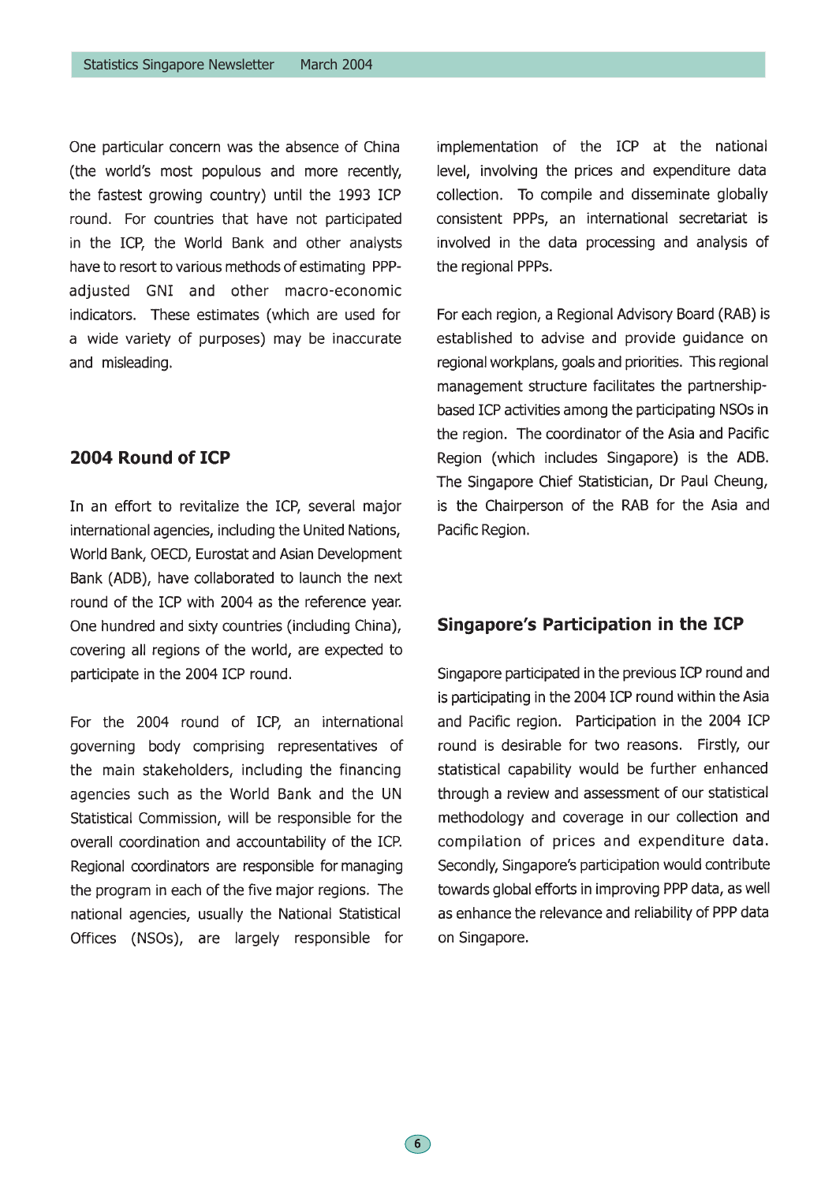One particular concern was the absence of China (the world's most populous and more recently, the fastest growing country) until the 1993 ICP round. For countries that have not participated in the ICP, the World Bank and other analysts have to resort to various methods of estimating PPP-adjusted GNI and other macro-economic indicators. These estimates (which are used for a wide variety of purposes) may be inaccurate and misleading.

## 2004 Round of ICP

In an effort to revitalize the ICP, several major international agencies, including the United Nations, World Bank, OECD, Eurostat and Asian Development Bank (ADB), have collaborated to launch the next round of the ICP with 2004 as the reference year. One hundred and sixty countries (including China), covering all regions of the world, are expected to participate in the 2004 ICP round.

For the 2004 round of ICP, an international governing body comprising representatives of the main stakeholders, including the financing agencies such as the World Bank and the UN Statistical Commission, will be responsible for the overall coordination and accountability of the ICP. Regional coordinators are responsible for managing the program in each of the five major regions. The national agencies, usually the National Statistical Offices (NSOs), are largely responsible for implementation of the ICP at the national level, involving the prices and expenditure data collection. To compile and disseminate globally consistent PPPs, an international secretariat is involved in the data processing and analysis of the regional PPPs.

For each region, a Regional Advisory Board (RAB) is established to advise and provide guidance on regional workplans, goals and priorities. This regional management structure facilitates the partnership-based ICP activities among the participating NSOs in the region. The coordinator of the Asia and Pacific Region (which includes Singapore) is the ADB. The Singapore Chief Statistician, Dr Paul Cheung, is the Chairperson of the RAB for the Asia and Pacific Region.

## Singapore's Participation in the ICP

Singapore participated in the previous ICP round and is participating in the 2004 ICP round within the Asia and Pacific region. Participation in the 2004 ICP round is desirable for two reasons. Firstly, our statistical capability would be further enhanced through a review and assessment of our statistical methodology and coverage in our collection and compilation of prices and expenditure data. Secondly, Singapore's participation would contribute towards global efforts in improving PPP data, as well as enhance the relevance and reliability of PPP data on Singapore.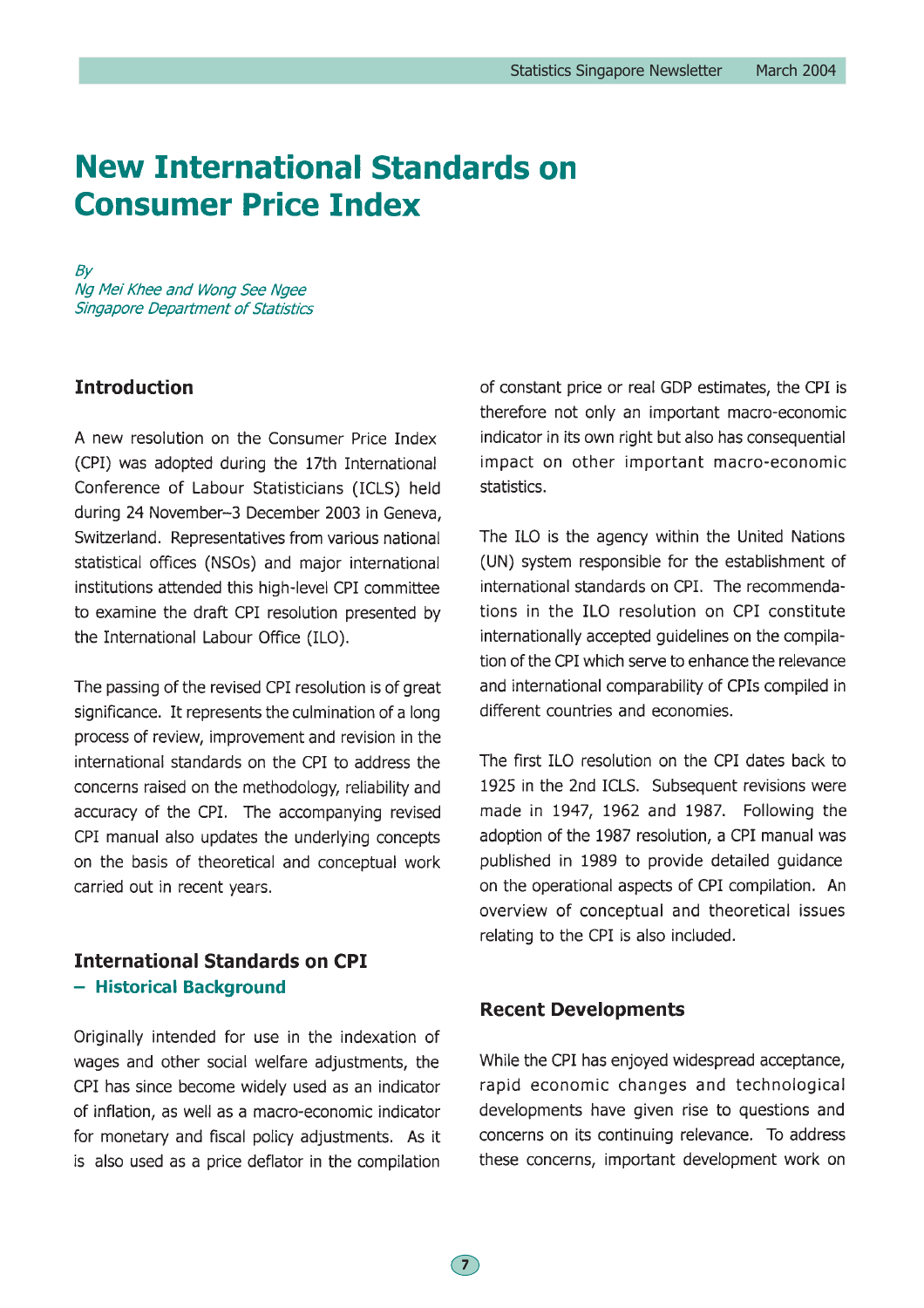# New International Standards on Consumer Price Index

*By*
*Ng Mei Khee and Wong See Ngee*
*Singapore Department of Statistics*

## Introduction

A new resolution on the Consumer Price Index (CPI) was adopted during the 17th International Conference of Labour Statisticians (ICLS) held during 24 November–3 December 2003 in Geneva, Switzerland. Representatives from various national statistical offices (NSOs) and major international institutions attended this high-level CPI committee to examine the draft CPI resolution presented by the International Labour Office (ILO).

The passing of the revised CPI resolution is of great significance. It represents the culmination of a long process of review, improvement and revision in the international standards on the CPI to address the concerns raised on the methodology, reliability and accuracy of the CPI. The accompanying revised CPI manual also updates the underlying concepts on the basis of theoretical and conceptual work carried out in recent years.

## International Standards on CPI
### – Historical Background

Originally intended for use in the indexation of wages and other social welfare adjustments, the CPI has since become widely used as an indicator of inflation, as well as a macro-economic indicator for monetary and fiscal policy adjustments. As it is also used as a price deflator in the compilation of constant price or real GDP estimates, the CPI is therefore not only an important macro-economic indicator in its own right but also has consequential impact on other important macro-economic statistics.

The ILO is the agency within the United Nations (UN) system responsible for the establishment of international standards on CPI. The recommendations in the ILO resolution on CPI constitute internationally accepted guidelines on the compilation of the CPI which serve to enhance the relevance and international comparability of CPIs compiled in different countries and economies.

The first ILO resolution on the CPI dates back to 1925 in the 2nd ICLS. Subsequent revisions were made in 1947, 1962 and 1987. Following the adoption of the 1987 resolution, a CPI manual was published in 1989 to provide detailed guidance on the operational aspects of CPI compilation. An overview of conceptual and theoretical issues relating to the CPI is also included.

## Recent Developments

While the CPI has enjoyed widespread acceptance, rapid economic changes and technological developments have given rise to questions and concerns on its continuing relevance. To address these concerns, important development work on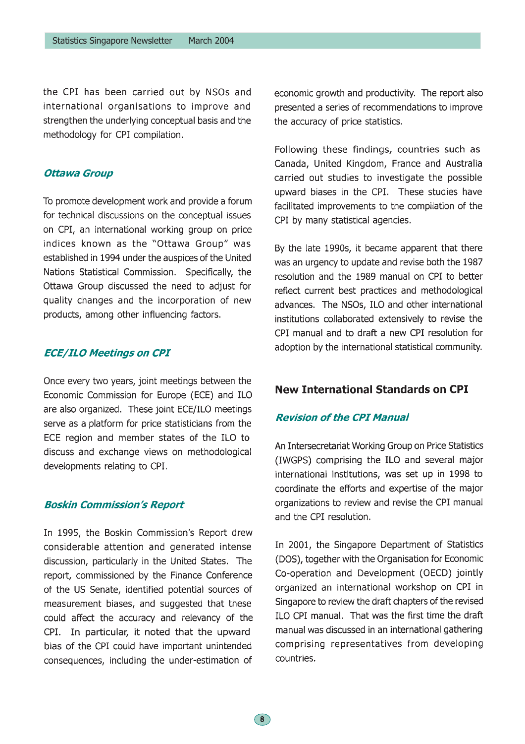the CPI has been carried out by NSOs and international organisations to improve and strengthen the underlying conceptual basis and the methodology for CPI compilation.

### *Ottawa Group*

To promote development work and provide a forum for technical discussions on the conceptual issues on CPI, an international working group on price indices known as the "Ottawa Group" was established in 1994 under the auspices of the United Nations Statistical Commission. Specifically, the Ottawa Group discussed the need to adjust for quality changes and the incorporation of new products, among other influencing factors.

### *ECE/ILO Meetings on CPI*

Once every two years, joint meetings between the Economic Commission for Europe (ECE) and ILO are also organized. These joint ECE/ILO meetings serve as a platform for price statisticians from the ECE region and member states of the ILO to discuss and exchange views on methodological developments relating to CPI.

### *Boskin Commission's Report*

In 1995, the Boskin Commission's Report drew considerable attention and generated intense discussion, particularly in the United States. The report, commissioned by the Finance Conference of the US Senate, identified potential sources of measurement biases, and suggested that these could affect the accuracy and relevancy of the CPI. In particular, it noted that the upward bias of the CPI could have important unintended consequences, including the under-estimation of economic growth and productivity. The report also presented a series of recommendations to improve the accuracy of price statistics.

Following these findings, countries such as Canada, United Kingdom, France and Australia carried out studies to investigate the possible upward biases in the CPI. These studies have facilitated improvements to the compilation of the CPI by many statistical agencies.

By the late 1990s, it became apparent that there was an urgency to update and revise both the 1987 resolution and the 1989 manual on CPI to better reflect current best practices and methodological advances. The NSOs, ILO and other international institutions collaborated extensively to revise the CPI manual and to draft a new CPI resolution for adoption by the international statistical community.

## New International Standards on CPI

### *Revision of the CPI Manual*

An Intersecretariat Working Group on Price Statistics (IWGPS) comprising the ILO and several major international institutions, was set up in 1998 to coordinate the efforts and expertise of the major organizations to review and revise the CPI manual and the CPI resolution.

In 2001, the Singapore Department of Statistics (DOS), together with the Organisation for Economic Co-operation and Development (OECD) jointly organized an international workshop on CPI in Singapore to review the draft chapters of the revised ILO CPI manual. That was the first time the draft manual was discussed in an international gathering comprising representatives from developing countries.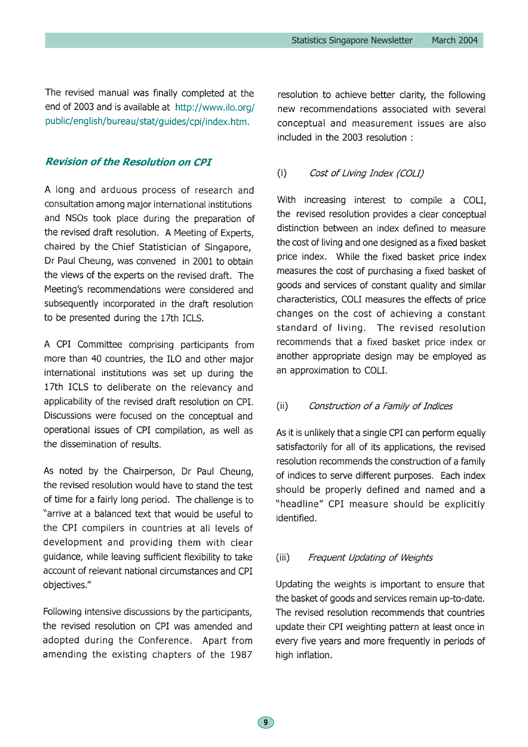The revised manual was finally completed at the end of 2003 and is available at http://www.ilo.org/public/english/bureau/stat/guides/cpi/index.htm.

### *Revision of the Resolution on CPI*

A long and arduous process of research and consultation among major international institutions and NSOs took place during the preparation of the revised draft resolution. A Meeting of Experts, chaired by the Chief Statistician of Singapore, Dr Paul Cheung, was convened in 2001 to obtain the views of the experts on the revised draft. The Meeting's recommendations were considered and subsequently incorporated in the draft resolution to be presented during the 17th ICLS.

A CPI Committee comprising participants from more than 40 countries, the ILO and other major international institutions was set up during the 17th ICLS to deliberate on the relevancy and applicability of the revised draft resolution on CPI. Discussions were focused on the conceptual and operational issues of CPI compilation, as well as the dissemination of results.

As noted by the Chairperson, Dr Paul Cheung, the revised resolution would have to stand the test of time for a fairly long period. The challenge is to "arrive at a balanced text that would be useful to the CPI compilers in countries at all levels of development and providing them with clear guidance, while leaving sufficient flexibility to take account of relevant national circumstances and CPI objectives."

Following intensive discussions by the participants, the revised resolution on CPI was amended and adopted during the Conference. Apart from amending the existing chapters of the 1987 resolution to achieve better clarity, the following new recommendations associated with several conceptual and measurement issues are also included in the 2003 resolution :

(i) *Cost of Living Index (COLI)*

With increasing interest to compile a COLI, the revised resolution provides a clear conceptual distinction between an index defined to measure the cost of living and one designed as a fixed basket price index. While the fixed basket price index measures the cost of purchasing a fixed basket of goods and services of constant quality and similar characteristics, COLI measures the effects of price changes on the cost of achieving a constant standard of living. The revised resolution recommends that a fixed basket price index or another appropriate design may be employed as an approximation to COLI.

(ii) *Construction of a Family of Indices*

As it is unlikely that a single CPI can perform equally satisfactorily for all of its applications, the revised resolution recommends the construction of a family of indices to serve different purposes. Each index should be properly defined and named and a "headline" CPI measure should be explicitly identified.

(iii) *Frequent Updating of Weights*

Updating the weights is important to ensure that the basket of goods and services remain up-to-date. The revised resolution recommends that countries update their CPI weighting pattern at least once in every five years and more frequently in periods of high inflation.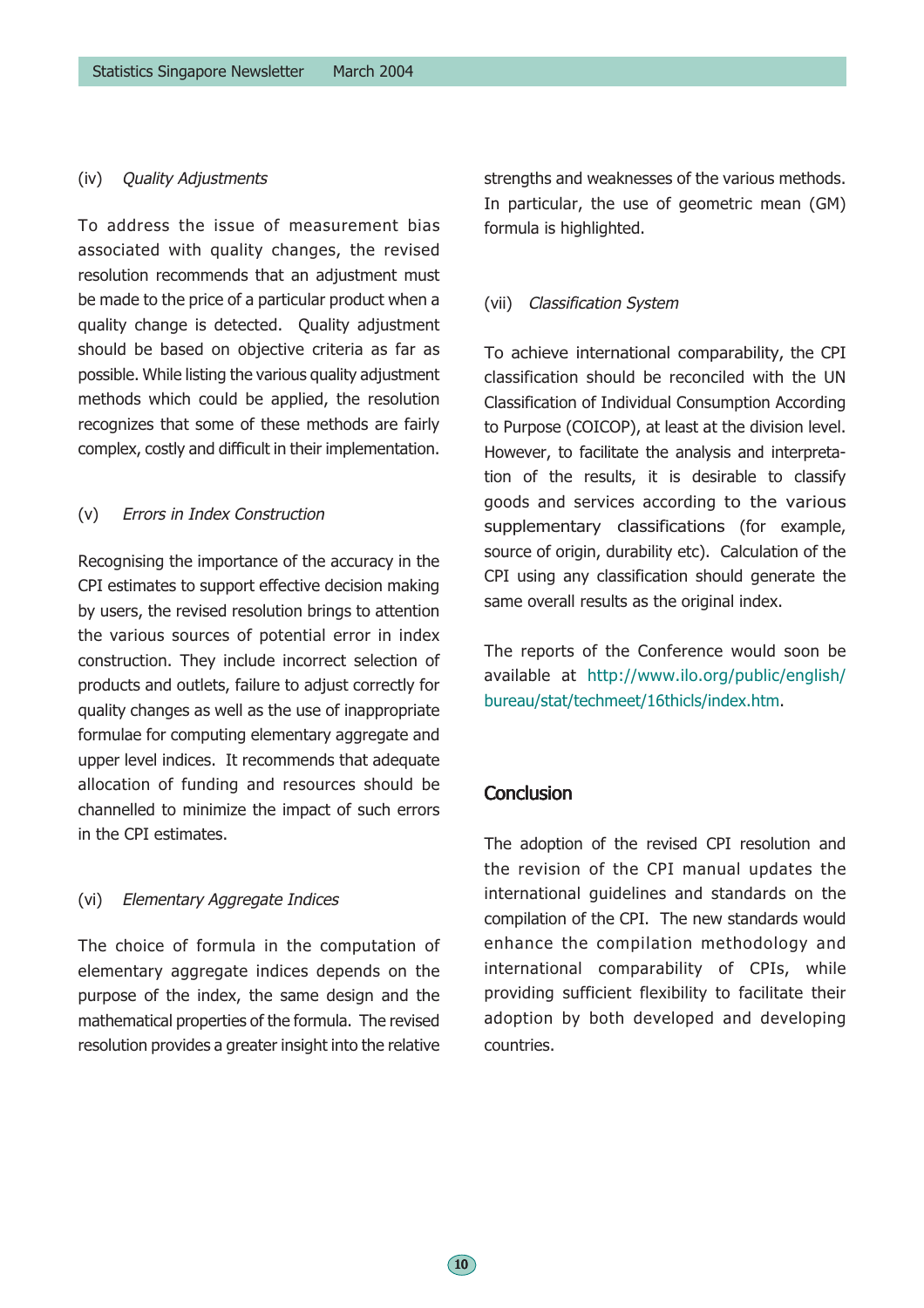(iv) *Quality Adjustments*

To address the issue of measurement bias associated with quality changes, the revised resolution recommends that an adjustment must be made to the price of a particular product when a quality change is detected. Quality adjustment should be based on objective criteria as far as possible. While listing the various quality adjustment methods which could be applied, the resolution recognizes that some of these methods are fairly complex, costly and difficult in their implementation.

(v) *Errors in Index Construction*

Recognising the importance of the accuracy in the CPI estimates to support effective decision making by users, the revised resolution brings to attention the various sources of potential error in index construction. They include incorrect selection of products and outlets, failure to adjust correctly for quality changes as well as the use of inappropriate formulae for computing elementary aggregate and upper level indices. It recommends that adequate allocation of funding and resources should be channelled to minimize the impact of such errors in the CPI estimates.

(vi) *Elementary Aggregate Indices*

The choice of formula in the computation of elementary aggregate indices depends on the purpose of the index, the same design and the mathematical properties of the formula. The revised resolution provides a greater insight into the relative strengths and weaknesses of the various methods. In particular, the use of geometric mean (GM) formula is highlighted.

(vii) *Classification System*

To achieve international comparability, the CPI classification should be reconciled with the UN Classification of Individual Consumption According to Purpose (COICOP), at least at the division level. However, to facilitate the analysis and interpretation of the results, it is desirable to classify goods and services according to the various supplementary classifications (for example, source of origin, durability etc). Calculation of the CPI using any classification should generate the same overall results as the original index.

The reports of the Conference would soon be available at http://www.ilo.org/public/english/bureau/stat/techmeet/16thicls/index.htm.

## Conclusion

The adoption of the revised CPI resolution and the revision of the CPI manual updates the international guidelines and standards on the compilation of the CPI. The new standards would enhance the compilation methodology and international comparability of CPIs, while providing sufficient flexibility to facilitate their adoption by both developed and developing countries.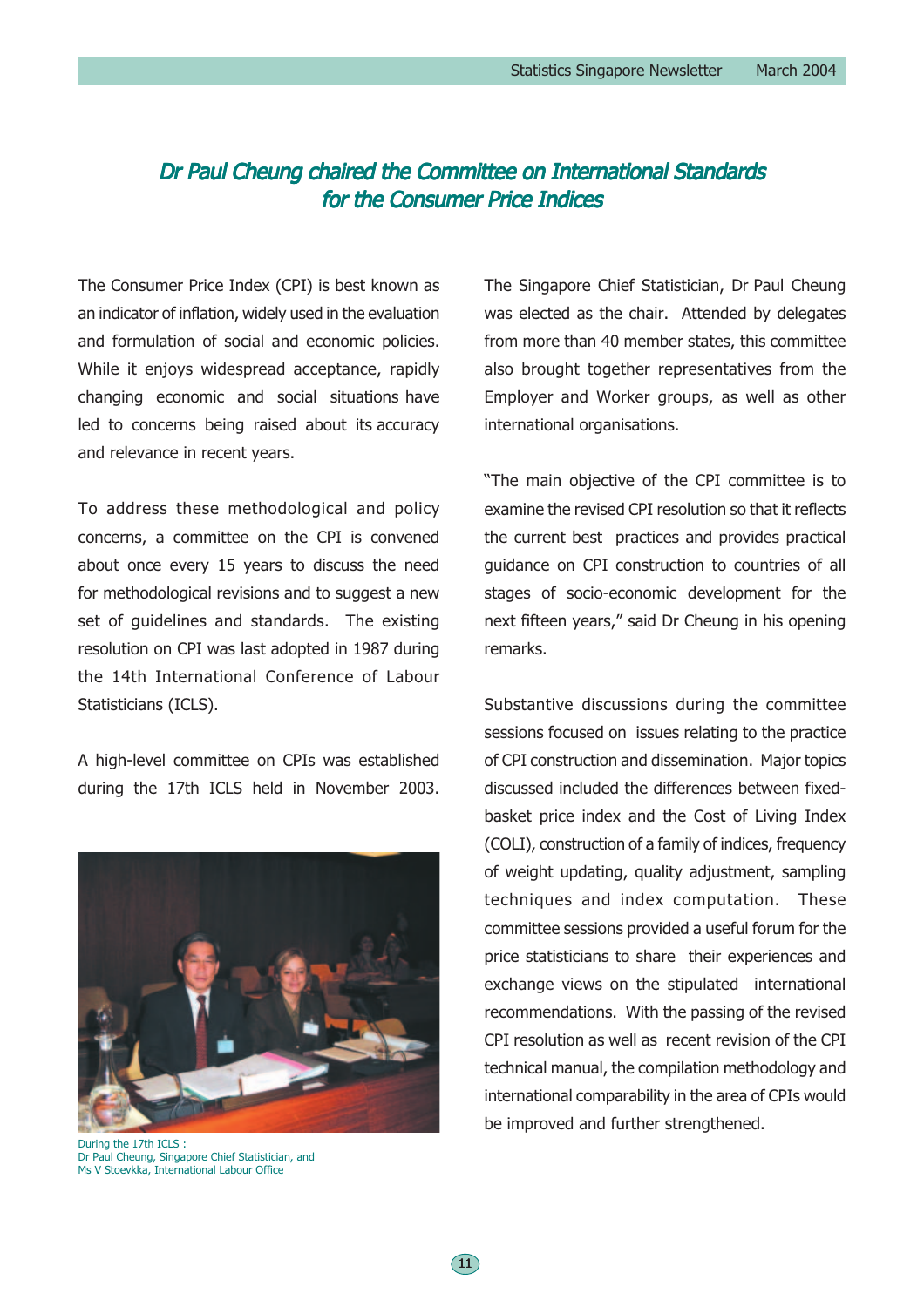# Dr Paul Cheung chaired the Committee on International Standards for the Consumer Price Indices

The Consumer Price Index (CPI) is best known as an indicator of inflation, widely used in the evaluation and formulation of social and economic policies. While it enjoys widespread acceptance, rapidly changing economic and social situations have led to concerns being raised about its accuracy and relevance in recent years.

To address these methodological and policy concerns, a committee on the CPI is convened about once every 15 years to discuss the need for methodological revisions and to suggest a new set of guidelines and standards. The existing resolution on CPI was last adopted in 1987 during the 14th International Conference of Labour Statisticians (ICLS).

A high-level committee on CPIs was established during the 17th ICLS held in November 2003.

During the 17th ICLS :
Dr Paul Cheung, Singapore Chief Statistician, and
Ms V Stoevkka, International Labour Office

The Singapore Chief Statistician, Dr Paul Cheung was elected as the chair. Attended by delegates from more than 40 member states, this committee also brought together representatives from the Employer and Worker groups, as well as other international organisations.

"The main objective of the CPI committee is to examine the revised CPI resolution so that it reflects the current best practices and provides practical guidance on CPI construction to countries of all stages of socio-economic development for the next fifteen years," said Dr Cheung in his opening remarks.

Substantive discussions during the committee sessions focused on issues relating to the practice of CPI construction and dissemination. Major topics discussed included the differences between fixed-basket price index and the Cost of Living Index (COLI), construction of a family of indices, frequency of weight updating, quality adjustment, sampling techniques and index computation. These committee sessions provided a useful forum for the price statisticians to share their experiences and exchange views on the stipulated international recommendations. With the passing of the revised CPI resolution as well as recent revision of the CPI technical manual, the compilation methodology and international comparability in the area of CPIs would be improved and further strengthened.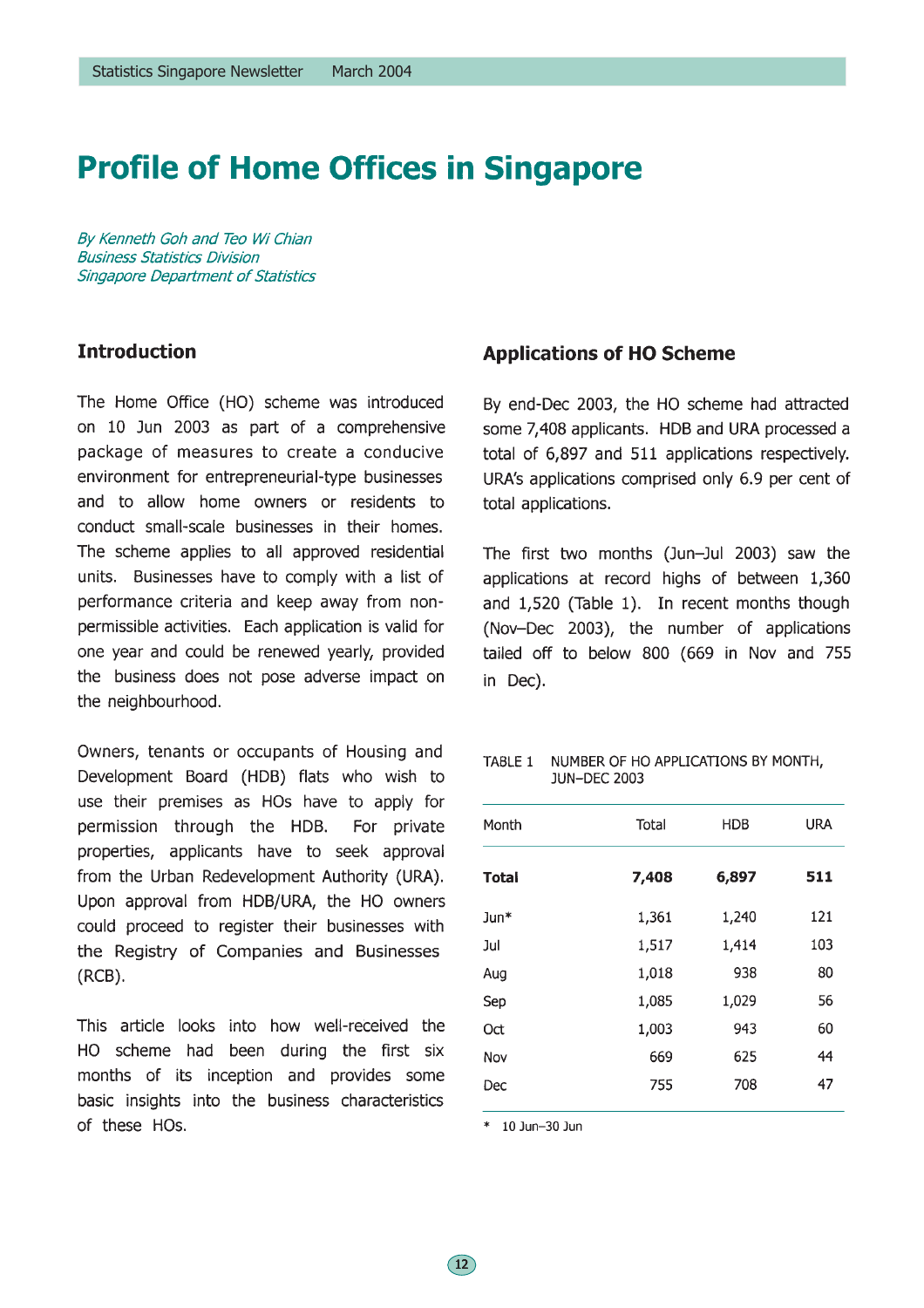# Profile of Home Offices in Singapore

*By Kenneth Goh and Teo Wi Chian*
*Business Statistics Division*
*Singapore Department of Statistics*

## Introduction

The Home Office (HO) scheme was introduced on 10 Jun 2003 as part of a comprehensive package of measures to create a conducive environment for entrepreneurial-type businesses and to allow home owners or residents to conduct small-scale businesses in their homes. The scheme applies to all approved residential units. Businesses have to comply with a list of performance criteria and keep away from non-permissible activities. Each application is valid for one year and could be renewed yearly, provided the business does not pose adverse impact on the neighbourhood.

Owners, tenants or occupants of Housing and Development Board (HDB) flats who wish to use their premises as HOs have to apply for permission through the HDB. For private properties, applicants have to seek approval from the Urban Redevelopment Authority (URA). Upon approval from HDB/URA, the HO owners could proceed to register their businesses with the Registry of Companies and Businesses (RCB).

This article looks into how well-received the HO scheme had been during the first six months of its inception and provides some basic insights into the business characteristics of these HOs.

## Applications of HO Scheme

By end-Dec 2003, the HO scheme had attracted some 7,408 applicants. HDB and URA processed a total of 6,897 and 511 applications respectively. URA's applications comprised only 6.9 per cent of total applications.

The first two months (Jun–Jul 2003) saw the applications at record highs of between 1,360 and 1,520 (Table 1). In recent months though (Nov–Dec 2003), the number of applications tailed off to below 800 (669 in Nov and 755 in Dec).

TABLE 1 NUMBER OF HO APPLICATIONS BY MONTH, JUN–DEC 2003

| Month | Total | HDB | URA |
|---|---|---|---|
| **Total** | **7,408** | **6,897** | **511** |
| Jun* | 1,361 | 1,240 | 121 |
| Jul | 1,517 | 1,414 | 103 |
| Aug | 1,018 | 938 | 80 |
| Sep | 1,085 | 1,029 | 56 |
| Oct | 1,003 | 943 | 60 |
| Nov | 669 | 625 | 44 |
| Dec | 755 | 708 | 47 |

\* 10 Jun–30 Jun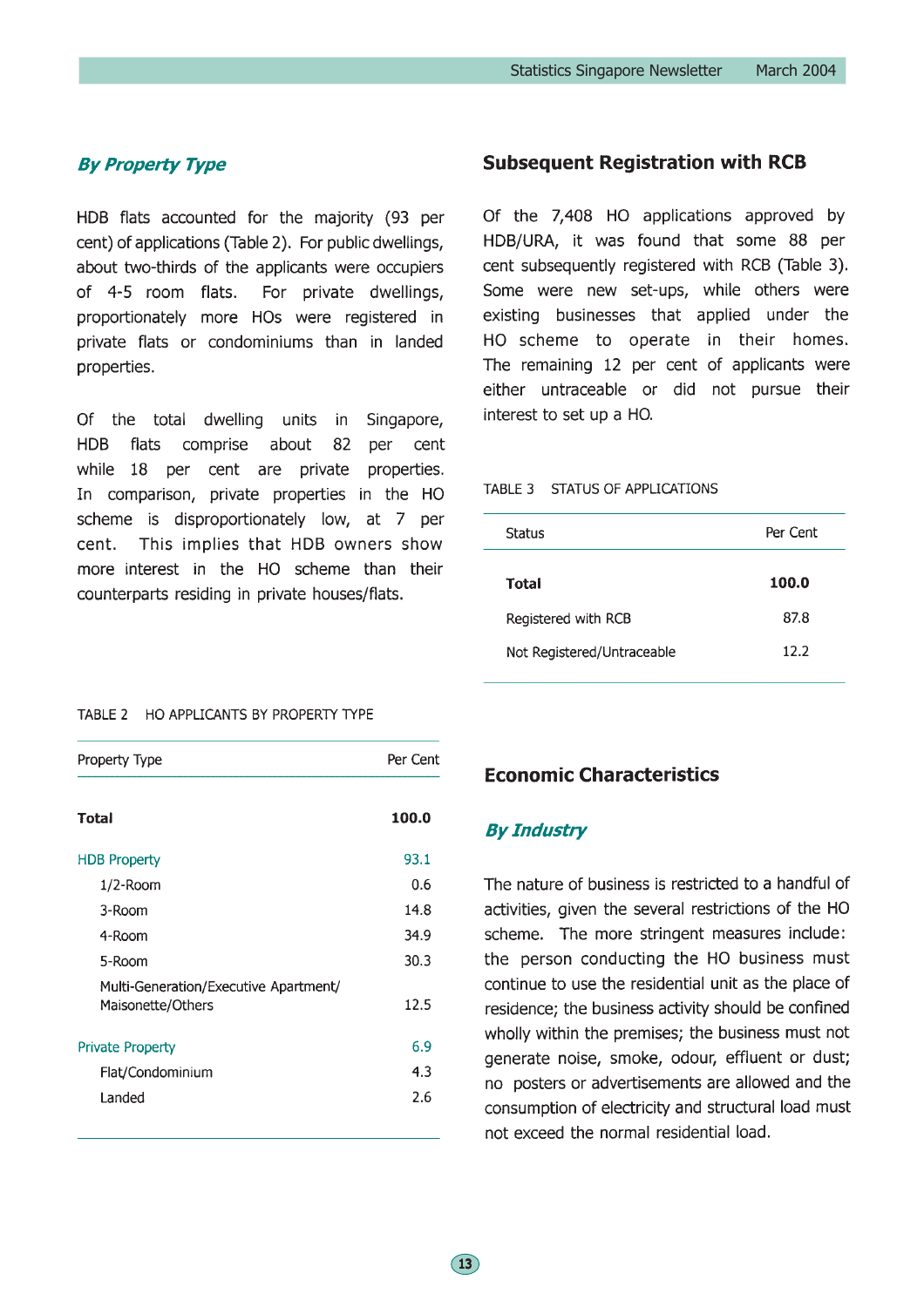### *By Property Type*

HDB flats accounted for the majority (93 per cent) of applications (Table 2). For public dwellings, about two-thirds of the applicants were occupiers of 4-5 room flats. For private dwellings, proportionately more HOs were registered in private flats or condominiums than in landed properties.

Of the total dwelling units in Singapore, HDB flats comprise about 82 per cent while 18 per cent are private properties. In comparison, private properties in the HO scheme is disproportionately low, at 7 per cent. This implies that HDB owners show more interest in the HO scheme than their counterparts residing in private houses/flats.

TABLE 2 HO APPLICANTS BY PROPERTY TYPE

| Property Type | Per Cent |
|---|---|
| **Total** | **100.0** |
| HDB Property | 93.1 |
| 1/2-Room | 0.6 |
| 3-Room | 14.8 |
| 4-Room | 34.9 |
| 5-Room | 30.3 |
| Multi-Generation/Executive Apartment/ Maisonette/Others | 12.5 |
| Private Property | 6.9 |
| Flat/Condominium | 4.3 |
| Landed | 2.6 |

## Subsequent Registration with RCB

Of the 7,408 HO applications approved by HDB/URA, it was found that some 88 per cent subsequently registered with RCB (Table 3). Some were new set-ups, while others were existing businesses that applied under the HO scheme to operate in their homes. The remaining 12 per cent of applicants were either untraceable or did not pursue their interest to set up a HO.

TABLE 3 STATUS OF APPLICATIONS

| Status | Per Cent |
|---|---|
| **Total** | **100.0** |
| Registered with RCB | 87.8 |
| Not Registered/Untraceable | 12.2 |

## Economic Characteristics

### *By Industry*

The nature of business is restricted to a handful of activities, given the several restrictions of the HO scheme. The more stringent measures include: the person conducting the HO business must continue to use the residential unit as the place of residence; the business activity should be confined wholly within the premises; the business must not generate noise, smoke, odour, effluent or dust; no posters or advertisements are allowed and the consumption of electricity and structural load must not exceed the normal residential load.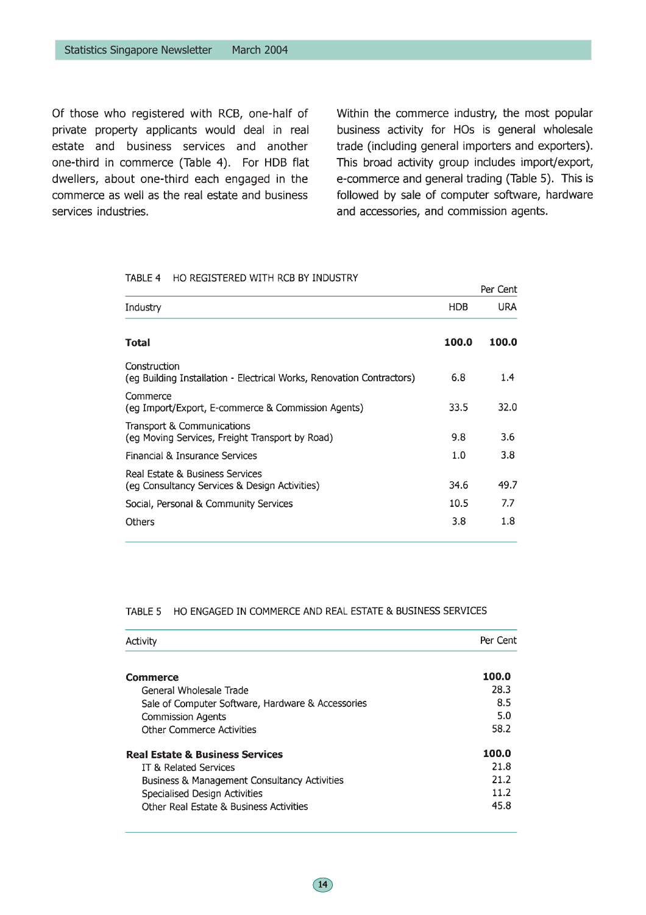Of those who registered with RCB, one-half of private property applicants would deal in real estate and business services and another one-third in commerce (Table 4). For HDB flat dwellers, about one-third each engaged in the commerce as well as the real estate and business services industries.

Within the commerce industry, the most popular business activity for HOs is general wholesale trade (including general importers and exporters). This broad activity group includes import/export, e-commerce and general trading (Table 5). This is followed by sale of computer software, hardware and accessories, and commission agents.

TABLE 4 HO REGISTERED WITH RCB BY INDUSTRY

Per Cent

| Industry | HDB | URA |
|---|---|---|
| **Total** | **100.0** | **100.0** |
| Construction (eg Building Installation - Electrical Works, Renovation Contractors) | 6.8 | 1.4 |
| Commerce (eg Import/Export, E-commerce & Commission Agents) | 33.5 | 32.0 |
| Transport & Communications (eg Moving Services, Freight Transport by Road) | 9.8 | 3.6 |
| Financial & Insurance Services | 1.0 | 3.8 |
| Real Estate & Business Services (eg Consultancy Services & Design Activities) | 34.6 | 49.7 |
| Social, Personal & Community Services | 10.5 | 7.7 |
| Others | 3.8 | 1.8 |

TABLE 5 HO ENGAGED IN COMMERCE AND REAL ESTATE & BUSINESS SERVICES

| Activity | Per Cent |
|---|---|
| **Commerce** | **100.0** |
| General Wholesale Trade | 28.3 |
| Sale of Computer Software, Hardware & Accessories | 8.5 |
| Commission Agents | 5.0 |
| Other Commerce Activities | 58.2 |
| **Real Estate & Business Services** | **100.0** |
| IT & Related Services | 21.8 |
| Business & Management Consultancy Activities | 21.2 |
| Specialised Design Activities | 11.2 |
| Other Real Estate & Business Activities | 45.8 |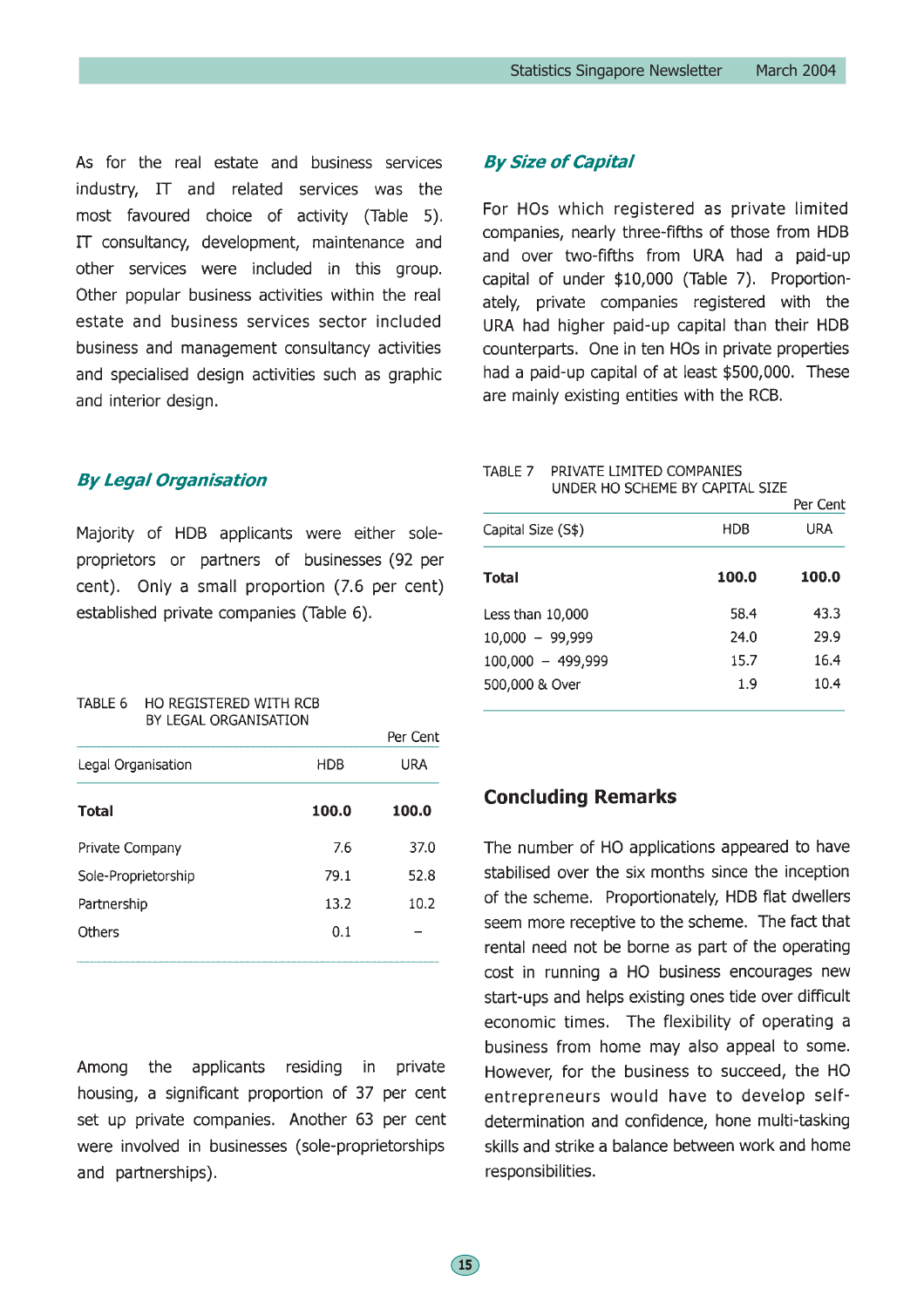As for the real estate and business services industry, IT and related services was the most favoured choice of activity (Table 5). IT consultancy, development, maintenance and other services were included in this group. Other popular business activities within the real estate and business services sector included business and management consultancy activities and specialised design activities such as graphic and interior design.

### *By Legal Organisation*

Majority of HDB applicants were either sole-proprietors or partners of businesses (92 per cent). Only a small proportion (7.6 per cent) established private companies (Table 6).

TABLE 6 HO REGISTERED WITH RCB BY LEGAL ORGANISATION

Per Cent

| Legal Organisation | HDB | URA |
|---|---|---|
| **Total** | **100.0** | **100.0** |
| Private Company | 7.6 | 37.0 |
| Sole-Proprietorship | 79.1 | 52.8 |
| Partnership | 13.2 | 10.2 |
| Others | 0.1 | – |

Among the applicants residing in private housing, a significant proportion of 37 per cent set up private companies. Another 63 per cent were involved in businesses (sole-proprietorships and partnerships).

### *By Size of Capital*

For HOs which registered as private limited companies, nearly three-fifths of those from HDB and over two-fifths from URA had a paid-up capital of under $10,000 (Table 7). Proportionately, private companies registered with the URA had higher paid-up capital than their HDB counterparts. One in ten HOs in private properties had a paid-up capital of at least $500,000. These are mainly existing entities with the RCB.

TABLE 7 PRIVATE LIMITED COMPANIES UNDER HO SCHEME BY CAPITAL SIZE

Per Cent

| Capital Size (S$) | HDB | URA |
|---|---|---|
| **Total** | **100.0** | **100.0** |
| Less than 10,000 | 58.4 | 43.3 |
| 10,000 – 99,999 | 24.0 | 29.9 |
| 100,000 – 499,999 | 15.7 | 16.4 |
| 500,000 & Over | 1.9 | 10.4 |

## Concluding Remarks

The number of HO applications appeared to have stabilised over the six months since the inception of the scheme. Proportionately, HDB flat dwellers seem more receptive to the scheme. The fact that rental need not be borne as part of the operating cost in running a HO business encourages new start-ups and helps existing ones tide over difficult economic times. The flexibility of operating a business from home may also appeal to some. However, for the business to succeed, the HO entrepreneurs would have to develop self-determination and confidence, hone multi-tasking skills and strike a balance between work and home responsibilities.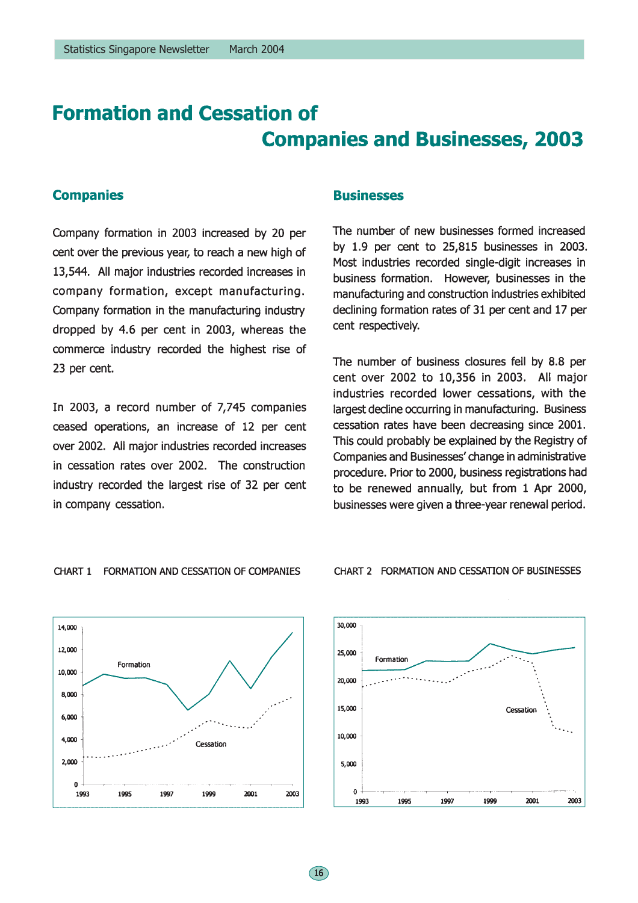# Formation and Cessation of Companies and Businesses, 2003

## Companies

Company formation in 2003 increased by 20 per cent over the previous year, to reach a new high of 13,544. All major industries recorded increases in company formation, except manufacturing. Company formation in the manufacturing industry dropped by 4.6 per cent in 2003, whereas the commerce industry recorded the highest rise of 23 per cent.

In 2003, a record number of 7,745 companies ceased operations, an increase of 12 per cent over 2002. All major industries recorded increases in cessation rates over 2002. The construction industry recorded the largest rise of 32 per cent in company cessation.

## Businesses

The number of new businesses formed increased by 1.9 per cent to 25,815 businesses in 2003. Most industries recorded single-digit increases in business formation. However, businesses in the manufacturing and construction industries exhibited declining formation rates of 31 per cent and 17 per cent respectively.

The number of business closures fell by 8.8 per cent over 2002 to 10,356 in 2003. All major industries recorded lower cessations, with the largest decline occurring in manufacturing. Business cessation rates have been decreasing since 2001. This could probably be explained by the Registry of Companies and Businesses' change in administrative procedure. Prior to 2000, business registrations had to be renewed annually, but from 1 Apr 2000, businesses were given a three-year renewal period.

CHART 1 FORMATION AND CESSATION OF COMPANIES

CHART 2 FORMATION AND CESSATION OF BUSINESSES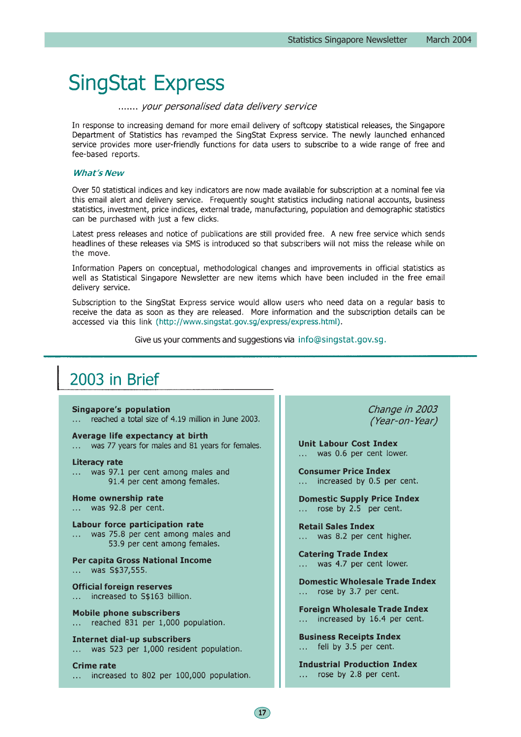# SingStat Express

....... *your personalised data delivery service*

In response to increasing demand for more email delivery of softcopy statistical releases, the Singapore Department of Statistics has revamped the SingStat Express service. The newly launched enhanced service provides more user-friendly functions for data users to subscribe to a wide range of free and fee-based reports.

### *What's New*

Over 50 statistical indices and key indicators are now made available for subscription at a nominal fee via this email alert and delivery service. Frequently sought statistics including national accounts, business statistics, investment, price indices, external trade, manufacturing, population and demographic statistics can be purchased with just a few clicks.

Latest press releases and notice of publications are still provided free. A new free service which sends headlines of these releases via SMS is introduced so that subscribers will not miss the release while on the move.

Information Papers on conceptual, methodological changes and improvements in official statistics as well as Statistical Singapore Newsletter are new items which have been included in the free email delivery service.

Subscription to the SingStat Express service would allow users who need data on a regular basis to receive the data as soon as they are released. More information and the subscription details can be accessed via this link (http://www.singstat.gov.sg/express/express.html).

Give us your comments and suggestions via info@singstat.gov.sg.

## 2003 in Brief

**Singapore's population**
... reached a total size of 4.19 million in June 2003.

**Average life expectancy at birth**
... was 77 years for males and 81 years for females.

**Literacy rate**
... was 97.1 per cent among males and 91.4 per cent among females.

**Home ownership rate**
... was 92.8 per cent.

**Labour force participation rate**
... was 75.8 per cent among males and 53.9 per cent among females.

**Per capita Gross National Income**
... was S$37,555.

**Official foreign reserves**
... increased to S$163 billion.

**Mobile phone subscribers**
... reached 831 per 1,000 population.

**Internet dial-up subscribers**
... was 523 per 1,000 resident population.

**Crime rate**
... increased to 802 per 100,000 population.

*Change in 2003 (Year-on-Year)*

**Unit Labour Cost Index**
... was 0.6 per cent lower.

**Consumer Price Index**
... increased by 0.5 per cent.

**Domestic Supply Price Index**
... rose by 2.5 per cent.

**Retail Sales Index**
... was 8.2 per cent higher.

**Catering Trade Index**
... was 4.7 per cent lower.

**Domestic Wholesale Trade Index**
... rose by 3.7 per cent.

**Foreign Wholesale Trade Index**
... increased by 16.4 per cent.

**Business Receipts Index**
... fell by 3.5 per cent.

**Industrial Production Index**
... rose by 2.8 per cent.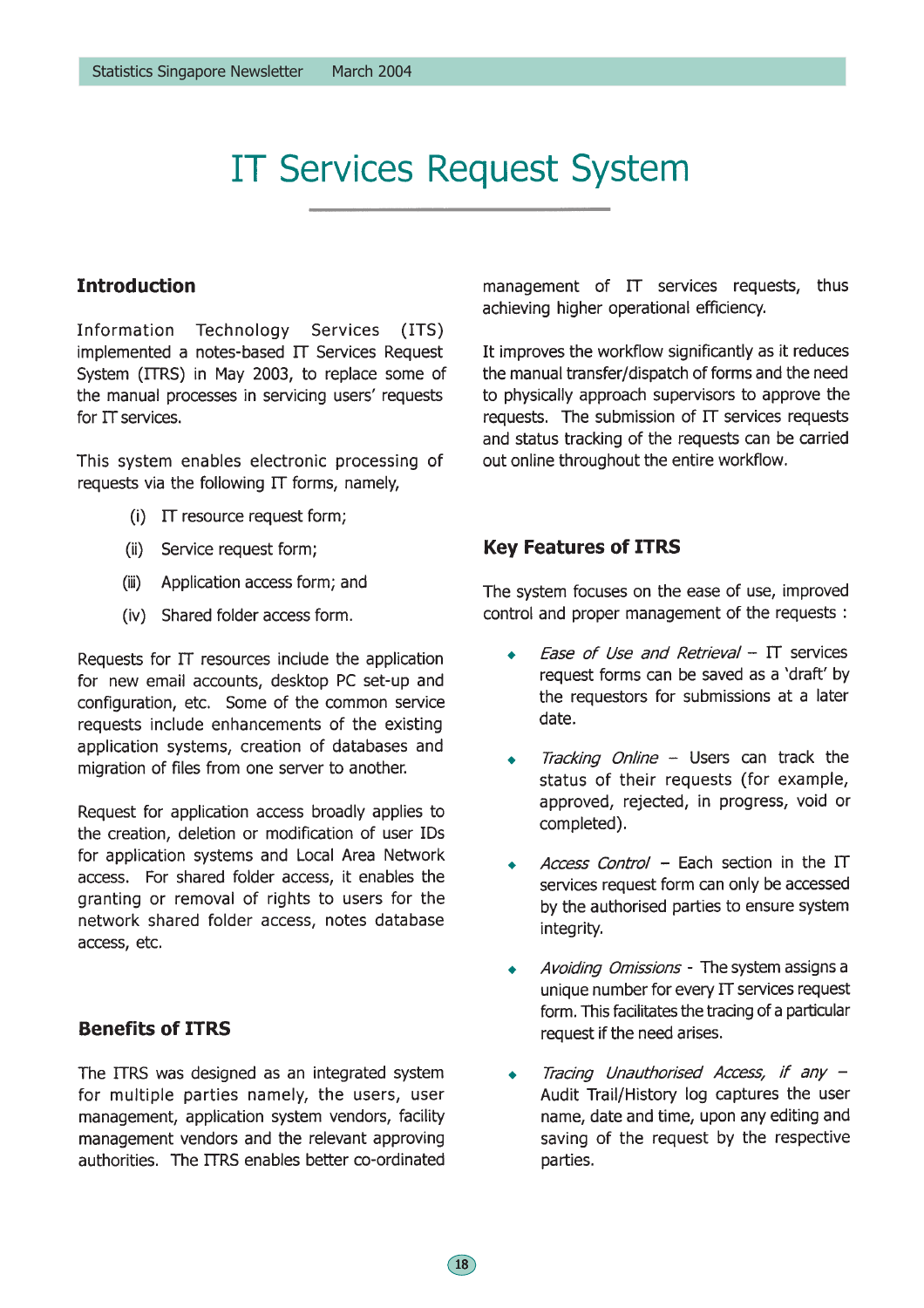# IT Services Request System

## Introduction

Information Technology Services (ITS) implemented a notes-based IT Services Request System (ITRS) in May 2003, to replace some of the manual processes in servicing users' requests for IT services.

This system enables electronic processing of requests via the following IT forms, namely,

(i) IT resource request form;

(ii) Service request form;

(iii) Application access form; and

(iv) Shared folder access form.

Requests for IT resources include the application for new email accounts, desktop PC set-up and configuration, etc. Some of the common service requests include enhancements of the existing application systems, creation of databases and migration of files from one server to another.

Request for application access broadly applies to the creation, deletion or modification of user IDs for application systems and Local Area Network access. For shared folder access, it enables the granting or removal of rights to users for the network shared folder access, notes database access, etc.

## Benefits of ITRS

The ITRS was designed as an integrated system for multiple parties namely, the users, user management, application system vendors, facility management vendors and the relevant approving authorities. The ITRS enables better co-ordinated management of IT services requests, thus achieving higher operational efficiency.

It improves the workflow significantly as it reduces the manual transfer/dispatch of forms and the need to physically approach supervisors to approve the requests. The submission of IT services requests and status tracking of the requests can be carried out online throughout the entire workflow.

## Key Features of ITRS

The system focuses on the ease of use, improved control and proper management of the requests :

- *Ease of Use and Retrieval* – IT services request forms can be saved as a 'draft' by the requestors for submissions at a later date.
- *Tracking Online* – Users can track the status of their requests (for example, approved, rejected, in progress, void or completed).
- *Access Control* – Each section in the IT services request form can only be accessed by the authorised parties to ensure system integrity.
- *Avoiding Omissions* - The system assigns a unique number for every IT services request form. This facilitates the tracing of a particular request if the need arises.
- *Tracing Unauthorised Access, if any* – Audit Trail/History log captures the user name, date and time, upon any editing and saving of the request by the respective parties.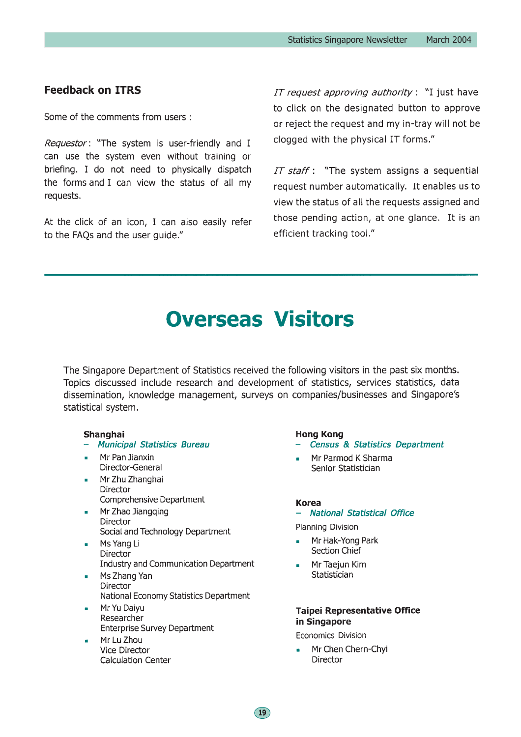### Feedback on ITRS

Some of the comments from users :

*Requestor*: "The system is user-friendly and I can use the system even without training or briefing. I do not need to physically dispatch the forms and I can view the status of all my requests.

At the click of an icon, I can also easily refer to the FAQs and the user guide."

*IT request approving authority* : "I just have to click on the designated button to approve or reject the request and my in-tray will not be clogged with the physical IT forms."

*IT staff* : "The system assigns a sequential request number automatically. It enables us to view the status of all the requests assigned and those pending action, at one glance. It is an efficient tracking tool."

# Overseas Visitors

The Singapore Department of Statistics received the following visitors in the past six months. Topics discussed include research and development of statistics, services statistics, data dissemination, knowledge management, surveys on companies/businesses and Singapore's statistical system.

**Shanghai**
– *Municipal Statistics Bureau*

- Mr Pan Jianxin
  Director-General
- Mr Zhu Zhanghai
  Director
  Comprehensive Department
- Mr Zhao Jiangqing
  Director
  Social and Technology Department
- Ms Yang Li
  Director
  Industry and Communication Department
- Ms Zhang Yan
  Director
  National Economy Statistics Department
- Mr Yu Daiyu
  Researcher
  Enterprise Survey Department
- Mr Lu Zhou
  Vice Director
  Calculation Center

**Hong Kong**
– *Census & Statistics Department*

- Mr Parmod K Sharma
  Senior Statistician

**Korea**
– *National Statistical Office*

Planning Division

- Mr Hak-Yong Park
  Section Chief
- Mr Taejun Kim
  Statistician

**Taipei Representative Office in Singapore**

Economics Division

- Mr Chen Chern-Chyi
  Director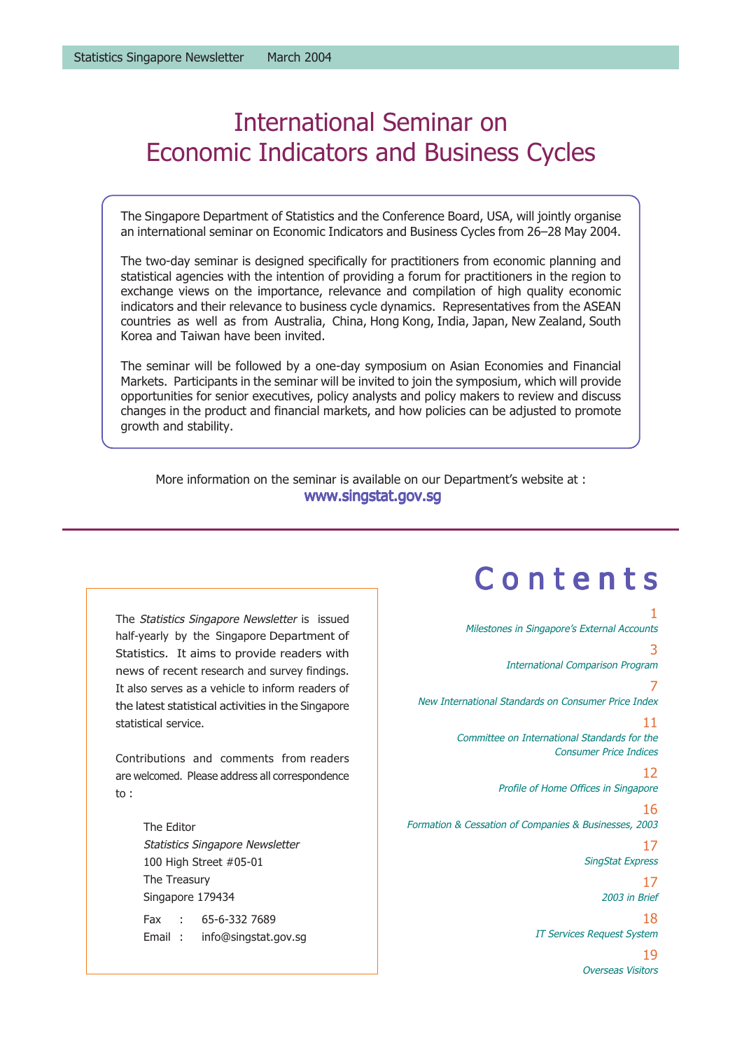# International Seminar on Economic Indicators and Business Cycles

The Singapore Department of Statistics and the Conference Board, USA, will jointly organise an international seminar on Economic Indicators and Business Cycles from 26–28 May 2004.

The two-day seminar is designed specifically for practitioners from economic planning and statistical agencies with the intention of providing a forum for practitioners in the region to exchange views on the importance, relevance and compilation of high quality economic indicators and their relevance to business cycle dynamics. Representatives from the ASEAN countries as well as from Australia, China, Hong Kong, India, Japan, New Zealand, South Korea and Taiwan have been invited.

The seminar will be followed by a one-day symposium on Asian Economies and Financial Markets. Participants in the seminar will be invited to join the symposium, which will provide opportunities for senior executives, policy analysts and policy makers to review and discuss changes in the product and financial markets, and how policies can be adjusted to promote growth and stability.

More information on the seminar is available on our Department's website at :
**www.singstat.gov.sg**

---

The *Statistics Singapore Newsletter* is issued half-yearly by the Singapore Department of Statistics. It aims to provide readers with news of recent research and survey findings. It also serves as a vehicle to inform readers of the latest statistical activities in the Singapore statistical service.

Contributions and comments from readers are welcomed. Please address all correspondence to :

The Editor
*Statistics Singapore Newsletter*
100 High Street #05-01
The Treasury
Singapore 179434

Fax : 65-6-332 7689
Email : info@singstat.gov.sg

## Contents

1 *Milestones in Singapore's External Accounts*

3 *International Comparison Program*

7 *New International Standards on Consumer Price Index*

11 *Committee on International Standards for the Consumer Price Indices*

12 *Profile of Home Offices in Singapore*

16 *Formation & Cessation of Companies & Businesses, 2003*

17 *SingStat Express*

17 *2003 in Brief*

18 *IT Services Request System*

19 *Overseas Visitors*